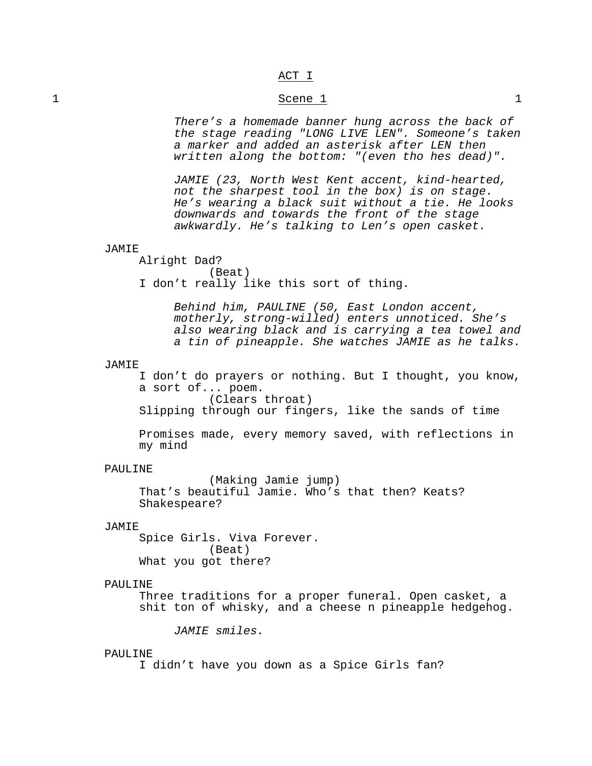# ACT I

## 1 Scene 1 1

*There's a homemade banner hung across the back of the stage reading "LONG LIVE LEN". Someone's taken a marker and added an asterisk after LEN then written along the bottom: "(even tho hes dead)".*

*JAMIE (23, North West Kent accent, kind-hearted, not the sharpest tool in the box) is on stage. He's wearing a black suit without a tie. He looks downwards and towards the front of the stage awkwardly. He's talking to Len's open casket.*

JAMIE
Alright Dad?
(Beat)
I don't really like this sort of thing.

*Behind him, PAULINE (50, East London accent, motherly, strong-willed) enters unnoticed. She's also wearing black and is carrying a tea towel and a tin of pineapple. She watches JAMIE as he talks.*

JAMIE
I don't do prayers or nothing. But I thought, you know, a sort of... poem.
(Clears throat)
Slipping through our fingers, like the sands of time

Promises made, every memory saved, with reflections in my mind

PAULINE
(Making Jamie jump)
That's beautiful Jamie. Who's that then? Keats? Shakespeare?

JAMIE
Spice Girls. Viva Forever.
(Beat)
What you got there?

PAULINE
Three traditions for a proper funeral. Open casket, a shit ton of whisky, and a cheese n pineapple hedgehog.

*JAMIE smiles.*

PAULINE
I didn't have you down as a Spice Girls fan?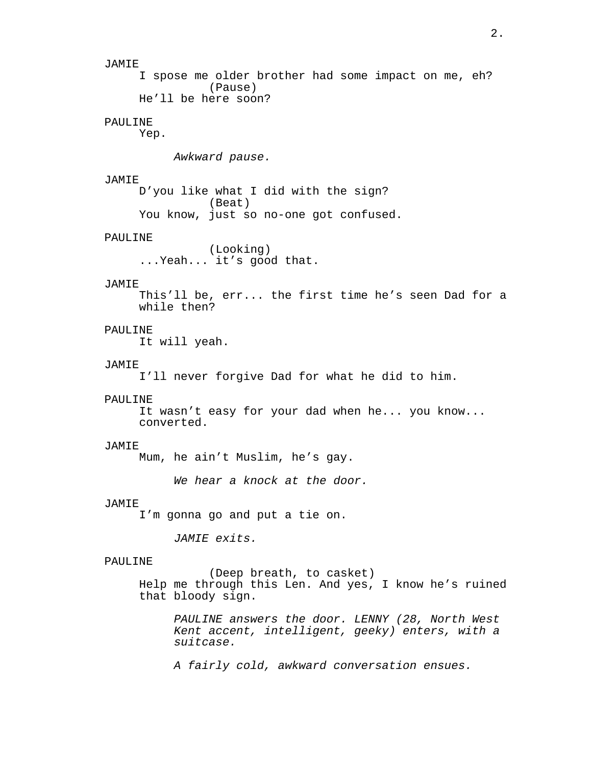JAMIE
I spose me older brother had some impact on me, eh?
(Pause)
He'll be here soon?

PAULINE
Yep.

*Awkward pause.*

JAMIE
D'you like what I did with the sign?
(Beat)
You know, just so no-one got confused.

PAULINE
(Looking)
...Yeah... it's good that.

JAMIE
This'll be, err... the first time he's seen Dad for a while then?

PAULINE
It will yeah.

JAMIE
I'll never forgive Dad for what he did to him.

PAULINE
It wasn't easy for your dad when he... you know... converted.

JAMIE
Mum, he ain't Muslim, he's gay.

*We hear a knock at the door.*

JAMIE
I'm gonna go and put a tie on.

*JAMIE exits.*

PAULINE
(Deep breath, to casket)
Help me through this Len. And yes, I know he's ruined that bloody sign.

*PAULINE answers the door. LENNY (28, North West Kent accent, intelligent, geeky) enters, with a suitcase.*

*A fairly cold, awkward conversation ensues.*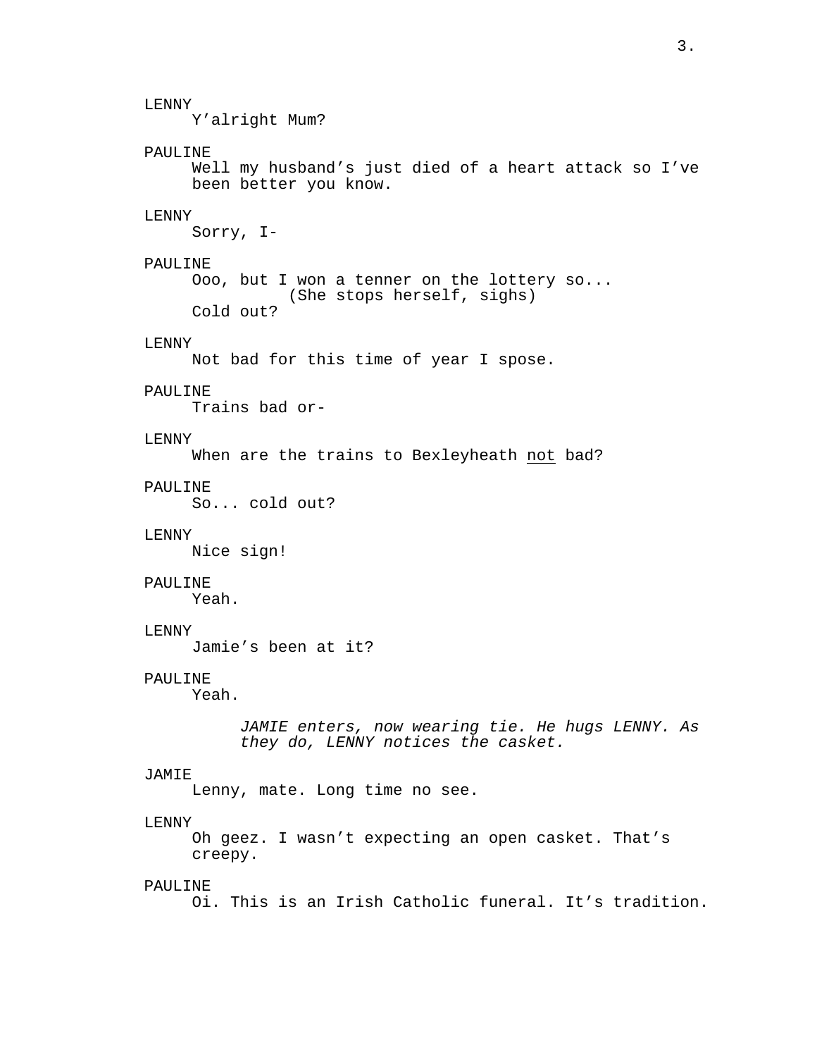LENNY
Y'alright Mum?

PAULINE
Well my husband's just died of a heart attack so I've been better you know.

LENNY
Sorry, I-

PAULINE
Ooo, but I won a tenner on the lottery so...
(She stops herself, sighs)
Cold out?

LENNY
Not bad for this time of year I spose.

PAULINE
Trains bad or-

LENNY
When are the trains to Bexleyheath <u>not</u> bad?

PAULINE
So... cold out?

LENNY
Nice sign!

PAULINE
Yeah.

LENNY
Jamie's been at it?

PAULINE
Yeah.

*JAMIE enters, now wearing tie. He hugs LENNY. As they do, LENNY notices the casket.*

JAMIE
Lenny, mate. Long time no see.

LENNY
Oh geez. I wasn't expecting an open casket. That's creepy.

PAULINE
Oi. This is an Irish Catholic funeral. It's tradition.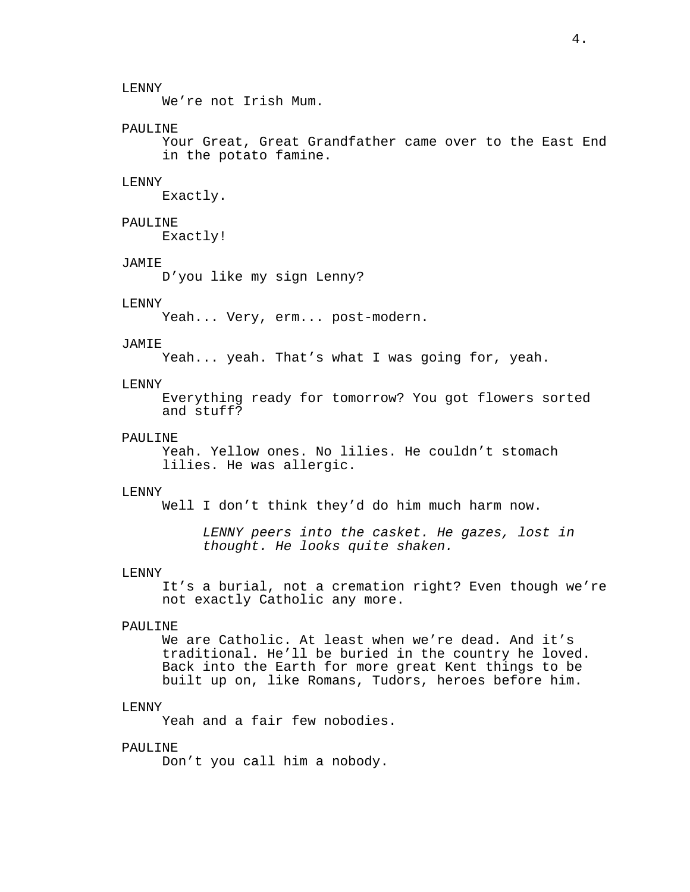LENNY
We're not Irish Mum.

PAULINE
Your Great, Great Grandfather came over to the East End in the potato famine.

LENNY
Exactly.

PAULINE
Exactly!

JAMIE
D'you like my sign Lenny?

LENNY
Yeah... Very, erm... post-modern.

JAMIE
Yeah... yeah. That's what I was going for, yeah.

LENNY
Everything ready for tomorrow? You got flowers sorted and stuff?

PAULINE
Yeah. Yellow ones. No lilies. He couldn't stomach lilies. He was allergic.

LENNY
Well I don't think they'd do him much harm now.

*LENNY peers into the casket. He gazes, lost in thought. He looks quite shaken.*

LENNY
It's a burial, not a cremation right? Even though we're not exactly Catholic any more.

PAULINE
We are Catholic. At least when we're dead. And it's traditional. He'll be buried in the country he loved. Back into the Earth for more great Kent things to be built up on, like Romans, Tudors, heroes before him.

LENNY
Yeah and a fair few nobodies.

PAULINE
Don't you call him a nobody.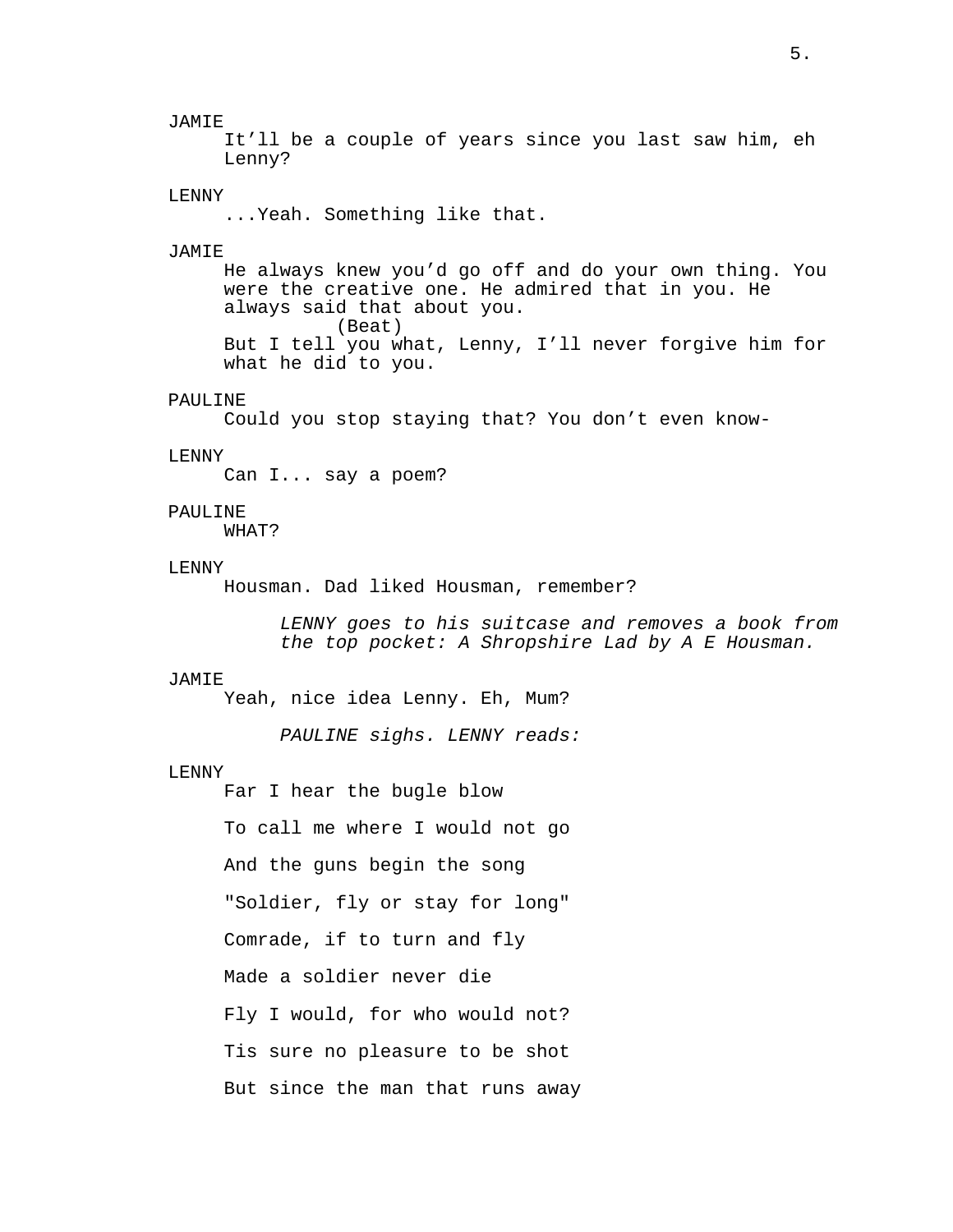JAMIE

It'll be a couple of years since you last saw him, eh Lenny?

LENNY

...Yeah. Something like that.

JAMIE

He always knew you'd go off and do your own thing. You were the creative one. He admired that in you. He always said that about you.

(Beat)

But I tell you what, Lenny, I'll never forgive him for what he did to you.

PAULINE

Could you stop staying that? You don't even know-

LENNY

Can I... say a poem?

PAULINE

WHAT?

LENNY

Housman. Dad liked Housman, remember?

*LENNY goes to his suitcase and removes a book from the top pocket: A Shropshire Lad by A E Housman.*

JAMIE

Yeah, nice idea Lenny. Eh, Mum?

*PAULINE sighs. LENNY reads:*

LENNY

Far I hear the bugle blow

To call me where I would not go

And the guns begin the song

"Soldier, fly or stay for long"

Comrade, if to turn and fly

Made a soldier never die

Fly I would, for who would not?

Tis sure no pleasure to be shot

But since the man that runs away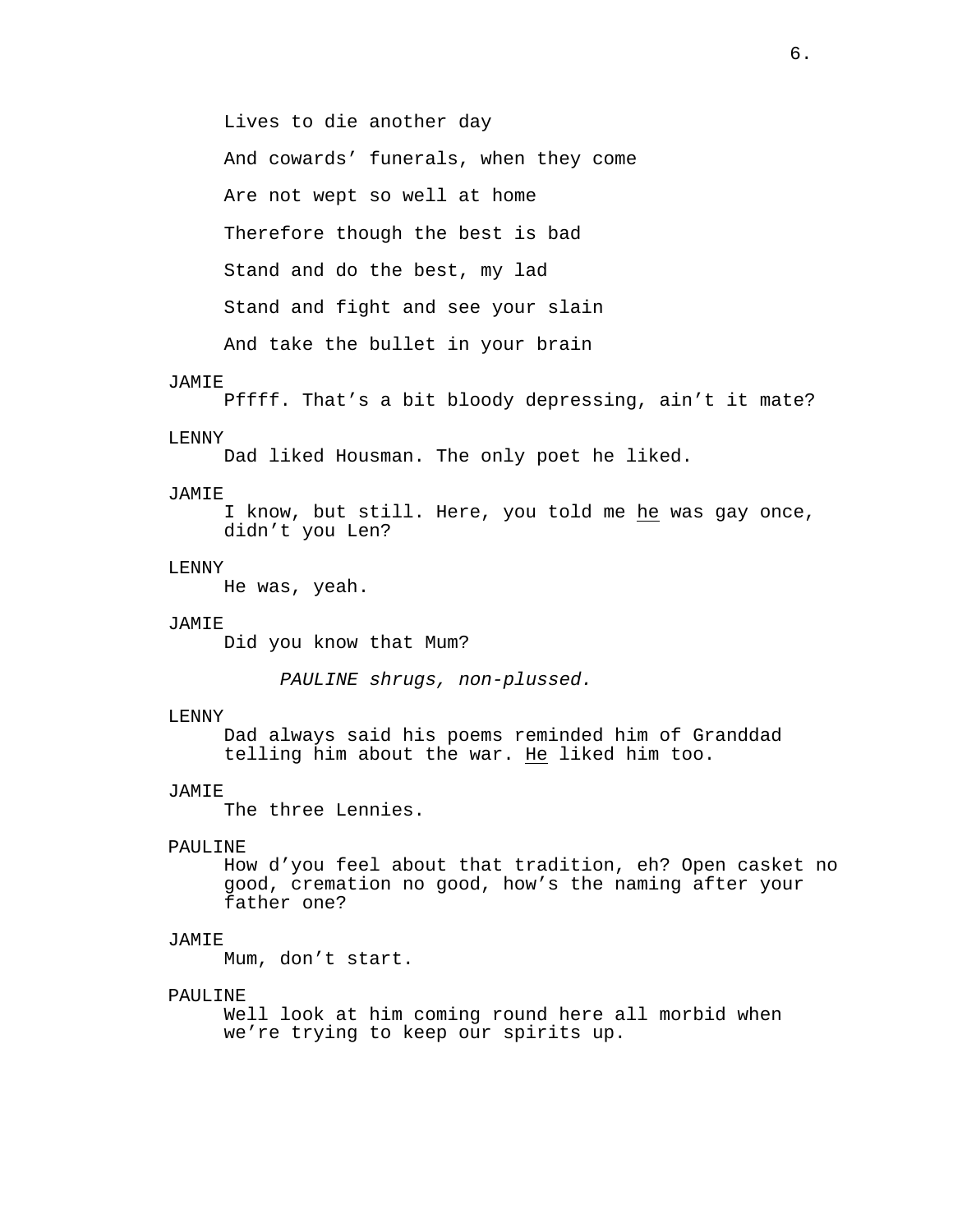Lives to die another day

And cowards' funerals, when they come

Are not wept so well at home

Therefore though the best is bad

Stand and do the best, my lad

Stand and fight and see your slain

And take the bullet in your brain

JAMIE
Pffff. That's a bit bloody depressing, ain't it mate?

LENNY
Dad liked Housman. The only poet he liked.

JAMIE
I know, but still. Here, you told me <u>he</u> was gay once, didn't you Len?

LENNY
He was, yeah.

JAMIE
Did you know that Mum?

*PAULINE shrugs, non-plussed.*

LENNY
Dad always said his poems reminded him of Granddad telling him about the war. <u>He</u> liked him too.

JAMIE
The three Lennies.

PAULINE
How d'you feel about that tradition, eh? Open casket no good, cremation no good, how's the naming after your father one?

JAMIE
Mum, don't start.

PAULINE
Well look at him coming round here all morbid when we're trying to keep our spirits up.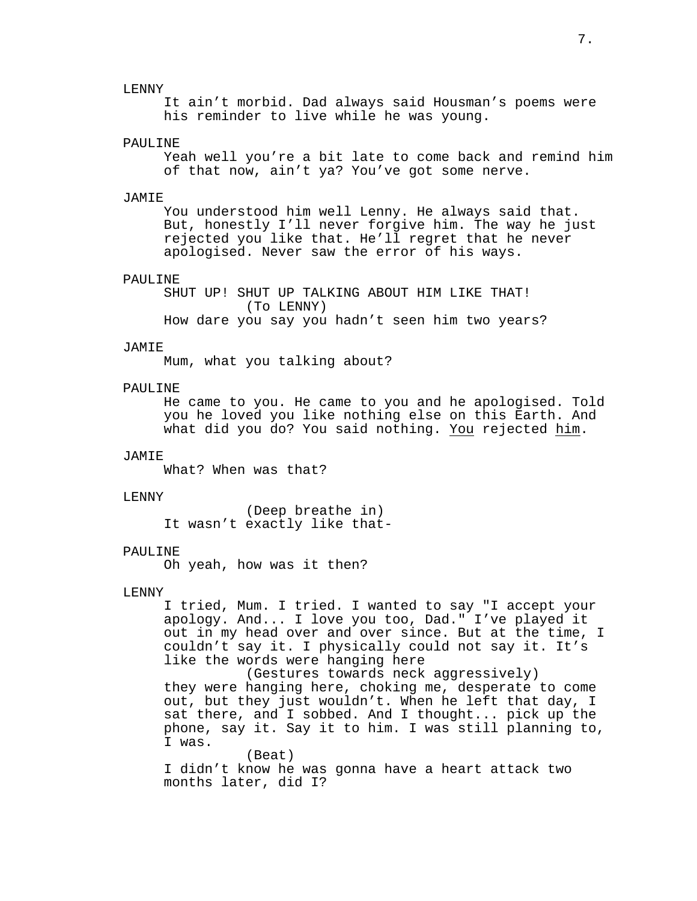LENNY

It ain't morbid. Dad always said Housman's poems were his reminder to live while he was young.

PAULINE

Yeah well you're a bit late to come back and remind him of that now, ain't ya? You've got some nerve.

JAMIE

You understood him well Lenny. He always said that. But, honestly I'll never forgive him. The way he just rejected you like that. He'll regret that he never apologised. Never saw the error of his ways.

PAULINE

SHUT UP! SHUT UP TALKING ABOUT HIM LIKE THAT!

(To LENNY)

How dare you say you hadn't seen him two years?

JAMIE

Mum, what you talking about?

PAULINE

He came to you. He came to you and he apologised. Told you he loved you like nothing else on this Earth. And what did you do? You said nothing. <u>You</u> rejected <u>him</u>.

JAMIE

What? When was that?

LENNY

(Deep breathe in)

It wasn't exactly like that-

PAULINE

Oh yeah, how was it then?

LENNY

I tried, Mum. I tried. I wanted to say "I accept your apology. And... I love you too, Dad." I've played it out in my head over and over since. But at the time, I couldn't say it. I physically could not say it. It's like the words were hanging here

(Gestures towards neck aggressively)

they were hanging here, choking me, desperate to come out, but they just wouldn't. When he left that day, I sat there, and I sobbed. And I thought... pick up the phone, say it. Say it to him. I was still planning to, I was.

(Beat)

I didn't know he was gonna have a heart attack two months later, did I?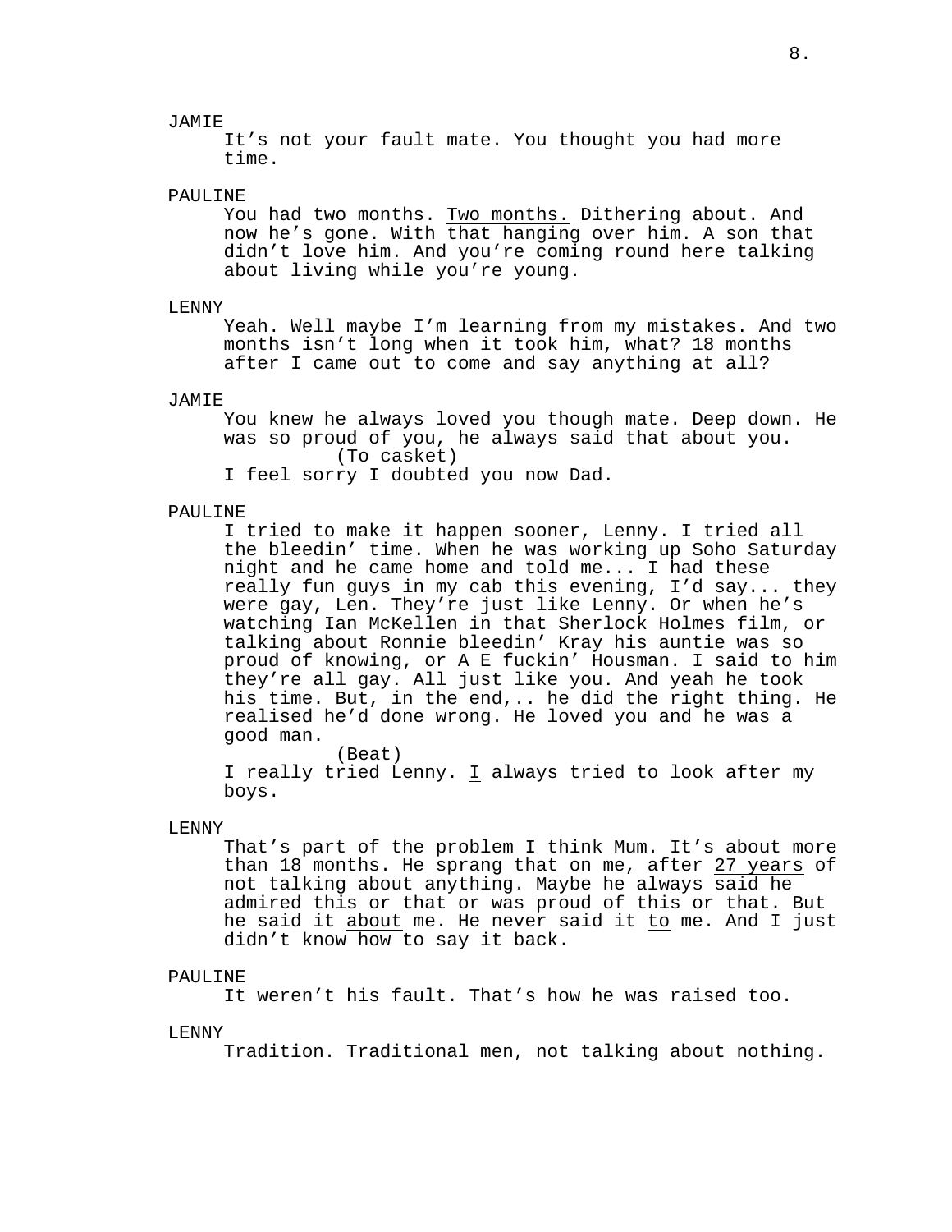JAMIE

It's not your fault mate. You thought you had more time.

PAULINE

You had two months. <u>Two months.</u> Dithering about. And now he's gone. With that hanging over him. A son that didn't love him. And you're coming round here talking about living while you're young.

LENNY

Yeah. Well maybe I'm learning from my mistakes. And two months isn't long when it took him, what? 18 months after I came out to come and say anything at all?

JAMIE

You knew he always loved you though mate. Deep down. He was so proud of you, he always said that about you.

(To casket)

I feel sorry I doubted you now Dad.

PAULINE

I tried to make it happen sooner, Lenny. I tried all the bleedin' time. When he was working up Soho Saturday night and he came home and told me... I had these really fun guys in my cab this evening, I'd say... they were gay, Len. They're just like Lenny. Or when he's watching Ian McKellen in that Sherlock Holmes film, or talking about Ronnie bleedin' Kray his auntie was so proud of knowing, or A E fuckin' Housman. I said to him they're all gay. All just like you. And yeah he took his time. But, in the end,.. he did the right thing. He realised he'd done wrong. He loved you and he was a good man.

(Beat)

I really tried Lenny. <u>I</u> always tried to look after my boys.

LENNY

That's part of the problem I think Mum. It's about more than 18 months. He sprang that on me, after <u>27 years</u> of not talking about anything. Maybe he always said he admired this or that or was proud of this or that. But he said it <u>about</u> me. He never said it <u>to</u> me. And I just didn't know how to say it back.

PAULINE

It weren't his fault. That's how he was raised too.

LENNY

Tradition. Traditional men, not talking about nothing.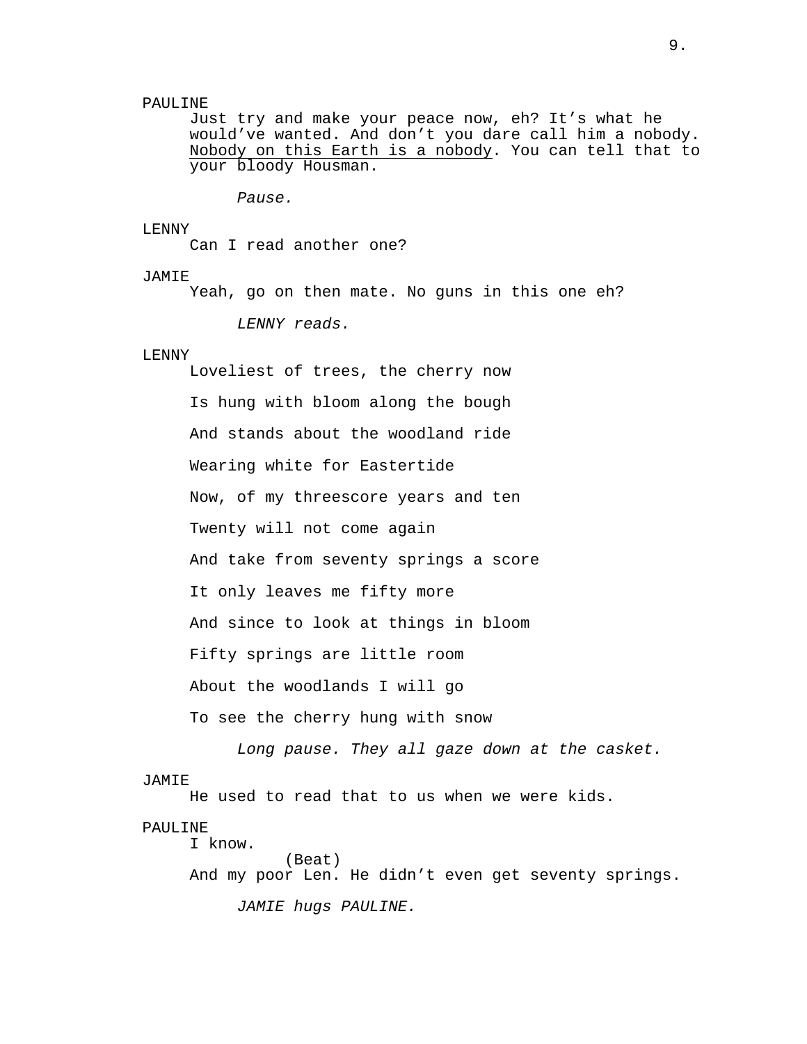PAULINE

Just try and make your peace now, eh? It’s what he would’ve wanted. And don’t you dare call him a nobody. <u>Nobody on this Earth is a nobody</u>. You can tell that to your bloody Housman.

*Pause.*

LENNY

Can I read another one?

JAMIE

Yeah, go on then mate. No guns in this one eh?

*LENNY reads.*

LENNY

Loveliest of trees, the cherry now

Is hung with bloom along the bough

And stands about the woodland ride

Wearing white for Eastertide

Now, of my threescore years and ten

Twenty will not come again

And take from seventy springs a score

It only leaves me fifty more

And since to look at things in bloom

Fifty springs are little room

About the woodlands I will go

To see the cherry hung with snow

*Long pause. They all gaze down at the casket.*

JAMIE

He used to read that to us when we were kids.

PAULINE

I know.

(Beat)

And my poor Len. He didn’t even get seventy springs.

*JAMIE hugs PAULINE.*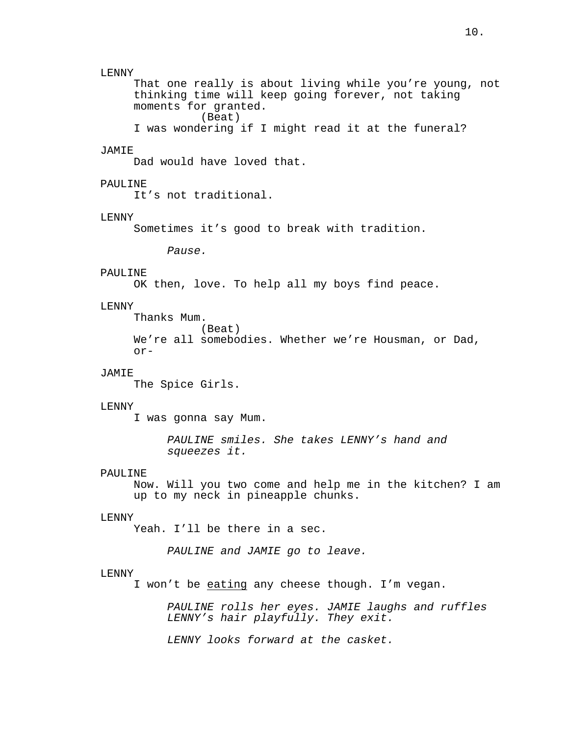LENNY

That one really is about living while you're young, not thinking time will keep going forever, not taking moments for granted.

(Beat)

I was wondering if I might read it at the funeral?

JAMIE

Dad would have loved that.

PAULINE

It's not traditional.

LENNY

Sometimes it's good to break with tradition.

*Pause.*

PAULINE

OK then, love. To help all my boys find peace.

LENNY

Thanks Mum.

(Beat)

We're all somebodies. Whether we're Housman, or Dad, or-

JAMIE

The Spice Girls.

LENNY

I was gonna say Mum.

*PAULINE smiles. She takes LENNY's hand and squeezes it.*

PAULINE

Now. Will you two come and help me in the kitchen? I am up to my neck in pineapple chunks.

LENNY

Yeah. I'll be there in a sec.

*PAULINE and JAMIE go to leave.*

LENNY

I won't be <u>eating</u> any cheese though. I'm vegan.

*PAULINE rolls her eyes. JAMIE laughs and ruffles LENNY's hair playfully. They exit.*

*LENNY looks forward at the casket.*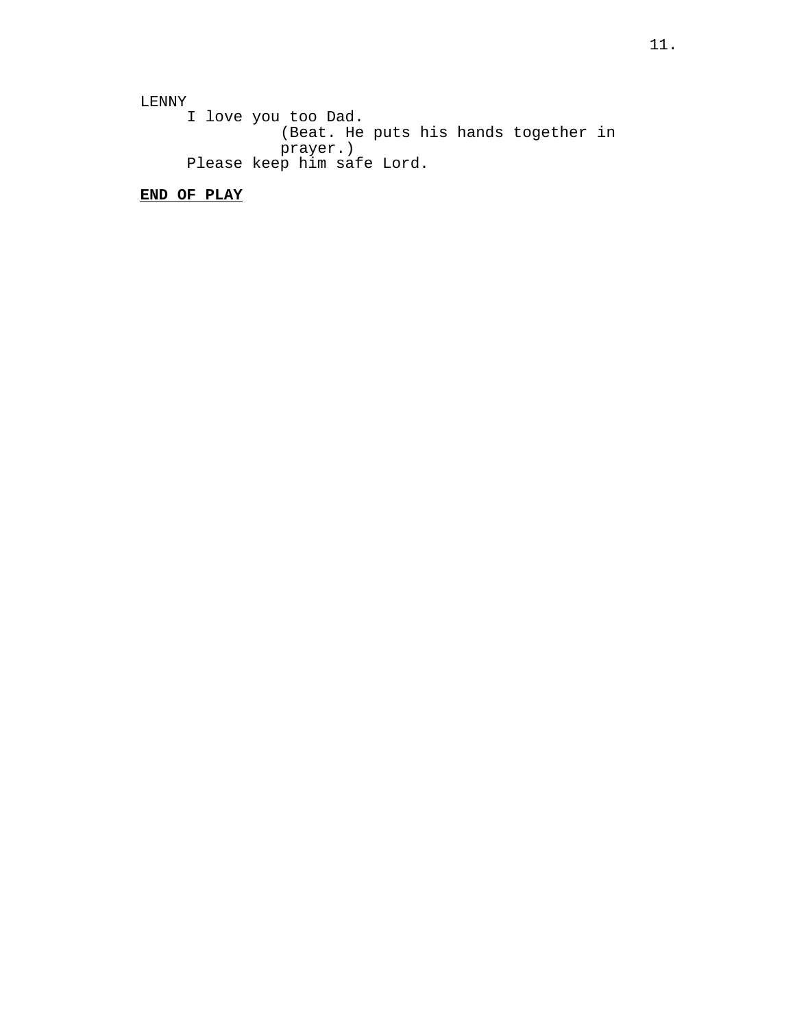LENNY

I love you too Dad.

(Beat. He puts his hands together in prayer.)

Please keep him safe Lord.

**END OF PLAY**